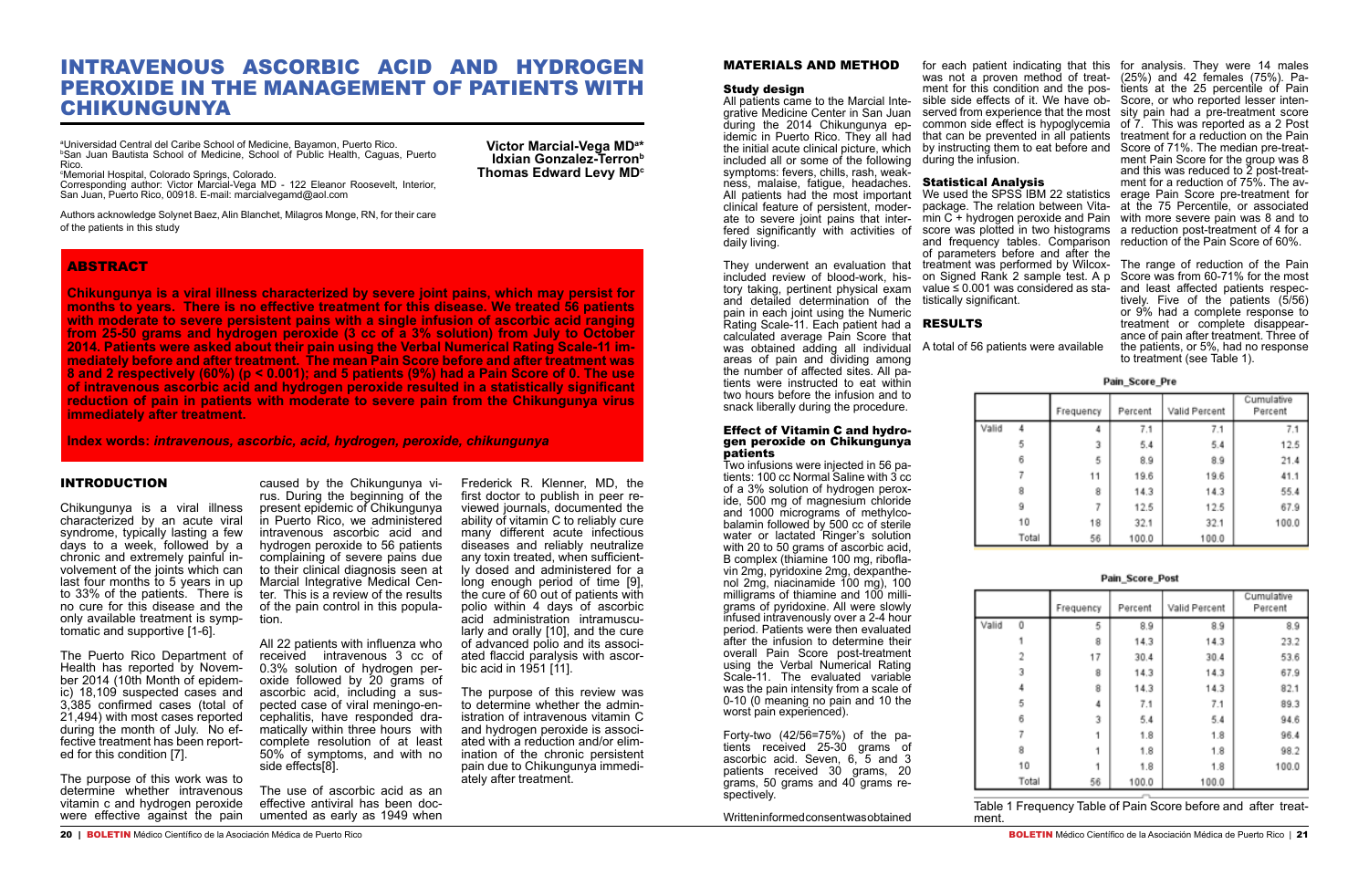# INTRAVENOUS ASCORBIC ACID AND HYDROGEN PEROXIDE IN THE MANAGEMENT OF PATIENTS WITH CHIKUNGUNYA

**Victor Marcial-Vega MD[a*]**
**Idxian Gonzalez-Terron[b]**
**Thomas Edward Levy MD[c]**

[a]Universidad Central del Caribe School of Medicine, Bayamon, Puerto Rico.
[b]San Juan Bautista School of Medicine, School of Public Health, Caguas, Puerto Rico.
[c]Memorial Hospital, Colorado Springs, Colorado.
Corresponding author: Victor Marcial-Vega MD - 122 Eleanor Roosevelt, Interior, San Juan, Puerto Rico, 00918. E-mail: marcialvegamd@aol.com

Authors acknowledge Solynet Baez, Alin Blanchet, Milagros Monge, RN, for their care of the patients in this study

## ABSTRACT

**Chikungunya is a viral illness characterized by severe joint pains, which may persist for months to years. There is no effective treatment for this disease. We treated 56 patients with moderate to severe persistent pains with a single infusion of ascorbic acid ranging from 25-50 grams and hydrogen peroxide (3 cc of a 3% solution) from July to October 2014. Patients were asked about their pain using the Verbal Numerical Rating Scale-11 immediately before and after treatment. The mean Pain Score before and after treatment was 8 and 2 respectively (60%) (p < 0.001); and 5 patients (9%) had a Pain Score of 0. The use of intravenous ascorbic acid and hydrogen peroxide resulted in a statistically significant reduction of pain in patients with moderate to severe pain from the Chikungunya virus immediately after treatment.**

**Index words:** ***intravenous, ascorbic, acid, hydrogen, peroxide, chikungunya***

## INTRODUCTION

Chikungunya is a viral illness characterized by an acute viral syndrome, typically lasting a few days to a week, followed by a chronic and extremely painful involvement of the joints which can last four months to 5 years in up to 33% of the patients. There is no cure for this disease and the only available treatment is symptomatic and supportive [1-6].

The Puerto Rico Department of Health has reported by November 2014 (10th Month of epidemic) 18,109 suspected cases and 3,385 confirmed cases (total of 21,494) with most cases reported during the month of July. No effective treatment has been reported for this condition [7].

The purpose of this work was to determine whether intravenous vitamin c and hydrogen peroxide were effective against the pain caused by the Chikungunya virus. During the beginning of the present epidemic of Chikungunya in Puerto Rico, we administered intravenous ascorbic acid and hydrogen peroxide to 56 patients complaining of severe pains due to their clinical diagnosis seen at Marcial Integrative Medical Center. This is a review of the results of the pain control in this population.

All 22 patients with influenza who received intravenous 3 cc of 0.3% solution of hydrogen peroxide followed by 20 grams of ascorbic acid, including a suspected case of viral meningo-encephalitis, have responded dramatically within three hours with complete resolution of at least 50% of symptoms, and with no side effects[8].

The use of ascorbic acid as an effective antiviral has been documented as early as 1949 when Frederick R. Klenner, MD, the first doctor to publish in peer reviewed journals, documented the ability of vitamin C to reliably cure many different acute infectious diseases and reliably neutralize any toxin treated, when sufficiently dosed and administered for a long enough period of time [9], the cure of 60 out of patients with polio within 4 days of ascorbic acid administration intramuscularly and orally [10], and the cure of advanced polio and its associated flaccid paralysis with ascorbic acid in 1951 [11].

The purpose of this review was to determine whether the administration of intravenous vitamin C and hydrogen peroxide is associated with a reduction and/or elimination of the chronic persistent pain due to Chikungunya immediately after treatment.

## MATERIALS AND METHOD

### Study design

All patients came to the Marcial Integrative Medicine Center in San Juan during the 2014 Chikungunya epidemic in Puerto Rico. They all had the initial acute clinical picture, which included all or some of the following symptoms: fevers, chills, rash, weakness, malaise, fatigue, headaches. All patients had the most important clinical feature of persistent, moderate to severe joint pains that interfered significantly with activities of daily living.

They underwent an evaluation that included review of blood-work, history taking, pertinent physical exam and detailed determination of the pain in each joint using the Numeric Rating Scale-11. Each patient had a calculated average Pain Score that was obtained adding all individual areas of pain and dividing among the number of affected sites. All patients were instructed to eat within two hours before the infusion and to snack liberally during the procedure.

### Effect of Vitamin C and hydrogen peroxide on Chikungunya patients

Two infusions were injected in 56 patients: 100 cc Normal Saline with 3 cc of a 3% solution of hydrogen peroxide, 500 mg of magnesium chloride and 1000 micrograms of methylcobalamin followed by 500 cc of sterile water or lactated Ringer's solution with 20 to 50 grams of ascorbic acid, B complex (thiamine 100 mg, riboflavin 2mg, pyridoxine 2mg, dexpanthenol 2mg, niacinamide 100 mg), 100 milligrams of thiamine and 100 milligrams of pyridoxine. All were slowly infused intravenously over a 2-4 hour period. Patients were then evaluated after the infusion to determine their overall Pain Score post-treatment using the Verbal Numerical Rating Scale-11. The evaluated variable was the pain intensity from a scale of 0-10 (0 meaning no pain and 10 the worst pain experienced).

Forty-two (42/56=75%) of the patients received 25-30 grams of ascorbic acid. Seven, 6, 5 and 3 patients received 30 grams, 20 grams, 50 grams and 40 grams respectively.

Writteninformedconsentwasobtained for each patient indicating that this was not a proven method of treatment for this condition and the possible side effects of it. We have observed from experience that the most common side effect is hypoglycemia that can be prevented in all patients by instructing them to eat before and during the infusion.

### Statistical Analysis

We used the SPSS IBM 22 statistics package. The relation between Vitamin C + hydrogen peroxide and Pain score was plotted in two histograms and frequency tables. Comparison of parameters before and after the treatment was performed by Wilcoxon Signed Rank 2 sample test. A p value ≤ 0.001 was considered as statistically significant.

## RESULTS

A total of 56 patients were available for analysis. They were 14 males (25%) and 42 females (75%). Patients at the 25 percentile of Pain Score, or who reported lesser intensity pain had a pre-treatment score of 7. This was reported as a 2 Post treatment for a reduction on the Pain Score of 71%. The median pre-treatment Pain Score for the group was 8 and this was reduced to 2 post-treatment for a reduction of 75%. The average Pain Score pre-treatment for at the 75 Percentile, or associated with more severe pain was 8 and to a reduction post-treatment of 4 for a reduction of the Pain Score of 60%.

The range of reduction of the Pain Score was from 60-71% for the most and least affected patients respectively. Five of the patients (5/56) or 9% had a complete response to treatment or complete disappearance of pain after treatment. Three of the patients, or 5%, had no response to treatment (see Table 1).

**Pain_Score_Pre**

| | | Frequency | Percent | Valid Percent | Cumulative Percent |
|---|---|---|---|---|---|
| Valid | 4 | 4 | 7.1 | 7.1 | 7.1 |
| | 5 | 3 | 5.4 | 5.4 | 12.5 |
| | 6 | 5 | 8.9 | 8.9 | 21.4 |
| | 7 | 11 | 19.6 | 19.6 | 41.1 |
| | 8 | 8 | 14.3 | 14.3 | 55.4 |
| | 9 | 7 | 12.5 | 12.5 | 67.9 |
| | 10 | 18 | 32.1 | 32.1 | 100.0 |
| | Total | 56 | 100.0 | 100.0 | |

**Pain_Score_Post**

| | | Frequency | Percent | Valid Percent | Cumulative Percent |
|---|---|---|---|---|---|
| Valid | 0 | 5 | 8.9 | 8.9 | 8.9 |
| | 1 | 8 | 14.3 | 14.3 | 23.2 |
| | 2 | 17 | 30.4 | 30.4 | 53.6 |
| | 3 | 8 | 14.3 | 14.3 | 67.9 |
| | 4 | 8 | 14.3 | 14.3 | 82.1 |
| | 5 | 4 | 7.1 | 7.1 | 89.3 |
| | 6 | 3 | 5.4 | 5.4 | 94.6 |
| | 7 | 1 | 1.8 | 1.8 | 96.4 |
| | 8 | 1 | 1.8 | 1.8 | 98.2 |
| | 10 | 1 | 1.8 | 1.8 | 100.0 |
| | Total | 56 | 100.0 | 100.0 | |

Table 1 Frequency Table of Pain Score before and after treatment.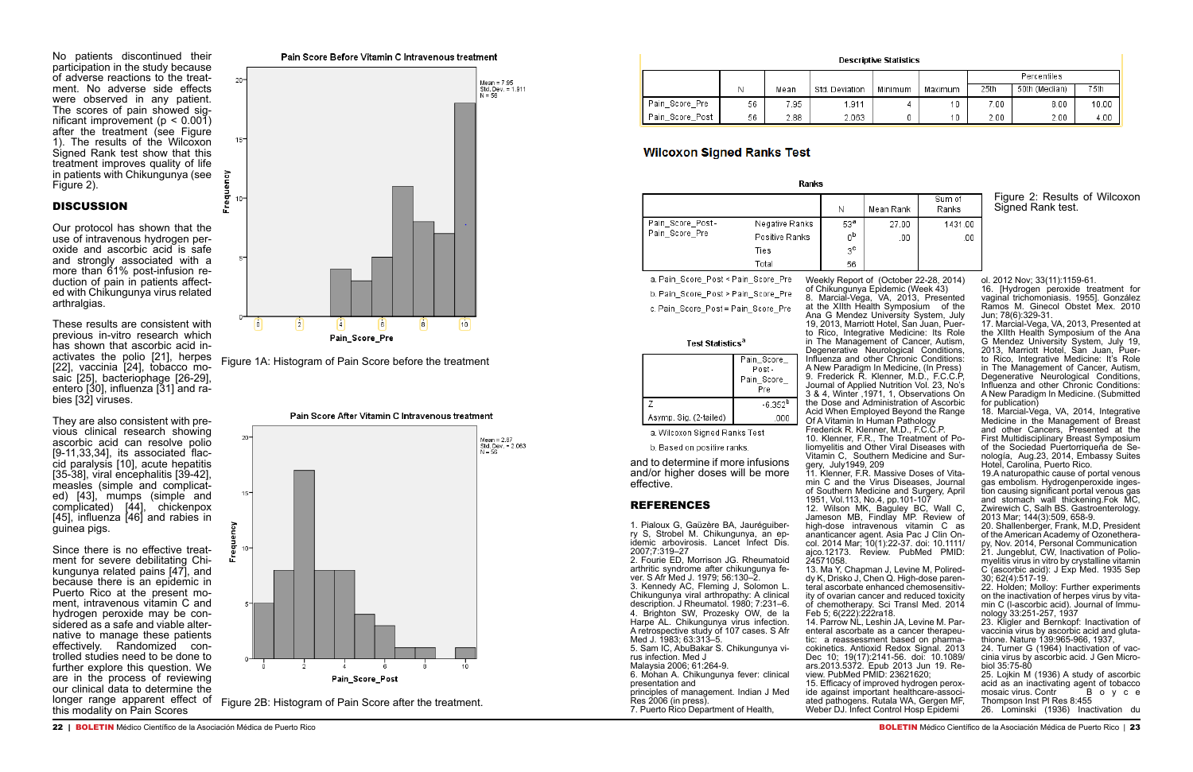No patients discontinued their participation in the study because of adverse reactions to the treatment. No adverse side effects were observed in any patient. The scores of pain showed significant improvement ($p < 0.001$) after the treatment (see Figure 1). The results of the Wilcoxon Signed Rank test show that this treatment improves quality of life in patients with Chikungunya (see Figure 2).

## DISCUSSION

Our protocol has shown that the use of intravenous hydrogen peroxide and ascorbic acid is safe and strongly associated with a more than 61% post-infusion reduction of pain in patients affected with Chikungunya virus related arthralgias.

These results are consistent with previous in-vitro research which has shown that ascorbic acid inactivates the polio [21], herpes [22], vaccinia [24], tobacco mosaic [25], bacteriophage [26-29], entero [30], influenza [31] and rabies [32] viruses.

They are also consistent with previous clinical research showing ascorbic acid can resolve polio [9-11,33,34], its associated flaccid paralysis [10], acute hepatitis [35-38], viral encephalitis [39-42], measles (simple and complicated) [43], mumps (simple and complicated) [44], chickenpox [45], influenza [46] and rabies in guinea pigs.

Since there is no effective treatment for severe debilitating Chikungunya related pains [47], and because there is an epidemic in Puerto Rico at the present moment, intravenous vitamin C and hydrogen peroxide may be considered as a safe and viable alternative to manage these patients effectively. Randomized controlled studies need to be done to further explore this question. We are in the process of reviewing our clinical data to determine the longer range apparent effect of this modality on Pain Scores and to determine if more infusions and/or higher doses will be more effective.

**Pain Score Before Vitamin C Intravenous treatment**

Figure 1A: Histogram of Pain Score before the treatment

**Pain Score After Vitamin C Intravenous treatment**

Figure 2B: Histogram of Pain Score after the treatment.

**Descriptive Statistics**

| | N | Mean | Std. Deviation | Minimum | Maximum | Percentiles 25th | 50th (Median) | 75th |
|---|---|---|---|---|---|---|---|---|
| Pain_Score_Pre | 56 | 7.95 | 1.911 | 4 | 10 | 7.00 | 8.00 | 10.00 |
| Pain_Score_Post | 56 | 2.88 | 2.063 | 0 | 10 | 2.00 | 2.00 | 4.00 |

### Wilcoxon Signed Ranks Test

**Ranks**

| | | N | Mean Rank | Sum of Ranks |
|---|---|---|---|---|
| Pain_Score_Post - Pain_Score_Pre | Negative Ranks | 53[a] | 27.00 | 1431.00 |
| | Positive Ranks | 0[b] | .00 | .00 |
| | Ties | 3[c] | | |
| | Total | 56 | | |

a. Pain_Score_Post < Pain_Score_Pre

b. Pain_Score_Post > Pain_Score_Pre

c. Pain_Score_Post = Pain_Score_Pre

**Test Statistics[a]**

| | Pain_Score_Post - Pain_Score_Pre |
|---|---|
| Z | -6.352[b] |
| Asymp. Sig. (2-tailed) | .000 |

a. Wilcoxon Signed Ranks Test

b. Based on positive ranks.

Figure 2: Results of Wilcoxon Signed Rank test.

## REFERENCES

1. Pialoux G, Gaüzère BA, Jauréguiberry S, Strobel M. Chikungunya, an epidemic arbovirosis. Lancet Infect Dis. 2007;7:319–27
2. Fourie ED, Morrison JG. Rheumatoid arthritic syndrome after chikungunya fever. S Afr Med J. 1979; 56:130–2.
3. Kennedy AC, Fleming J, Solomon L. Chikungunya viral arthropathy: A clinical description. J Rheumatol. 1980; 7:231–6.
4. Brighton SW, Prozesky OW, de la Harpe AL. Chikungunya virus infection. A retrospective study of 107 cases. S Afr Med J. 1983; 63:313–5.
5. Sam IC, AbuBakar S. Chikungunya virus infection. Med J Malaysia 2006; 61:264-9.
6. Mohan A. Chikungunya fever: clinical presentation and principles of management. Indian J Med Res 2006 (in press).
7. Puerto Rico Department of Health, Weekly Report of (October 22-28, 2014) of Chikungunya Epidemic (Week 43)
8. Marcial-Vega, VA, 2013, Presented at the XIIth Health Symposium of the Ana G Mendez University System, July 19, 2013, Marriott Hotel, San Juan, Puerto Rico, Integrative Medicine: Its Role in The Management of Cancer, Autism, Degenerative Neurological Conditions, Influenza and other Chronic Conditions: A New Paradigm In Medicine, (In Press)
9. Frederick R. Klenner, M.D., F.C.C.P, Journal of Applied Nutrition Vol. 23, No's 3 & 4, Winter ,1971, 1, Observations On the Dose and Administration of Ascorbic Acid When Employed Beyond the Range Of A Vitamin In Human Pathology Frederick R. Klenner, M.D., F.C.C.P.
10. Klenner, F.R., The Treatment of Poliomyelitis and Other Viral Diseases with Vitamin C, Southern Medicine and Surgery, July1949, 209
11. Klenner, F.R. Massive Doses of Vitamin C and the Virus Diseases, Journal of Southern Medicine and Surgery, April 1951, Vol.113, No.4, pp.101-107
12. Wilson MK, Baguley BC, Wall C, Jameson MB, Findlay MP. Review of high-dose intravenous vitamin C as ananticancer agent. Asia Pac J Clin Oncol. 2014 Mar; 10(1):22-37. doi: 10.1111/ajco.12173. Review. PubMed PMID: 24571058.
13. Ma Y, Chapman J, Levine M, Polireddy K, Drisko J, Chen Q. High-dose parenteral ascorbate enhanced chemosensitivity of ovarian cancer and reduced toxicity of chemotherapy. Sci Transl Med. 2014 Feb 5; 6(222):222ra18.
14. Parrow NL, Leshin JA, Levine M. Parenteral ascorbate as a cancer therapeutic: a reassessment based on pharmacokinetics. Antioxid Redox Signal. 2013 Dec 10; 19(17):2141-56. doi: 10.1089/ars.2013.5372. Epub 2013 Jun 19. Review. PubMed PMID: 23621620;
15. Efficacy of improved hydrogen peroxide against important healthcare-associated pathogens. Rutala WA, Gergen MF, Weber DJ. Infect Control Hosp Epidemiol. 2012 Nov; 33(11):1159-61.
16. [Hydrogen peroxide treatment for vaginal trichomoniasis. 1955]. González Ramos M. Ginecol Obstet Mex. 2010 Jun; 78(6):329-31.
17. Marcial-Vega, VA, 2013, Presented at the XIIth Health Symposium of the Ana G Mendez University System, July 19, 2013, Marriott Hotel, San Juan, Puerto Rico, Integrative Medicine: It's Role in The Management of Cancer, Autism, Degenerative Neurological Conditions, Influenza and other Chronic Conditions: A New Paradigm In Medicine. (Submitted for publication)
18. Marcial-Vega, VA, 2014, Integrative Medicine in the Management of Breast and other Cancers, Presented at the First Multidisciplinary Breast Symposium of the Sociedad Puertorriqueña de Senología, Aug.23, 2014, Embassy Suites Hotel, Carolina, Puerto Rico.
19. A naturopathic cause of portal venous gas embolism. Hydrogenperoxide ingestion causing significant portal venous gas and stomach wall thickening.Fok MC, Zwirewich C, Salh BS. Gastroenterology. 2013 Mar; 144(3):509, 658-9.
20. Shallenberger, Frank, M.D, President of the American Academy of Ozonetherapy, Nov. 2014, Personal Communication
21. Jungeblut, CW, Inactivation of Poliomyelitis virus in vitro by crystalline vitamin C (ascorbic acid): J Exp Med. 1935 Sep 30; 62(4):517-19.
22. Holden; Molloy: Further experiments on the inactivation of herpes virus by vitamin C (l-ascorbic acid). Journal of Immunology 33:251-257, 1937
23. Kligler and Bernkopf: Inactivation of vaccinia virus by ascorbic acid and glutathione. Nature 139:965-966, 1937,
24. Turner G (1964) Inactivation of vaccinia virus by ascorbic acid. J Gen Microbiol 35:75-80
25. Lojkin M (1936) A study of ascorbic acid as an inactivating agent of tobacco mosaic virus. Contr B o y c e Thompson Inst Pl Res 8:455
26. Lominski (1936) Inactivation du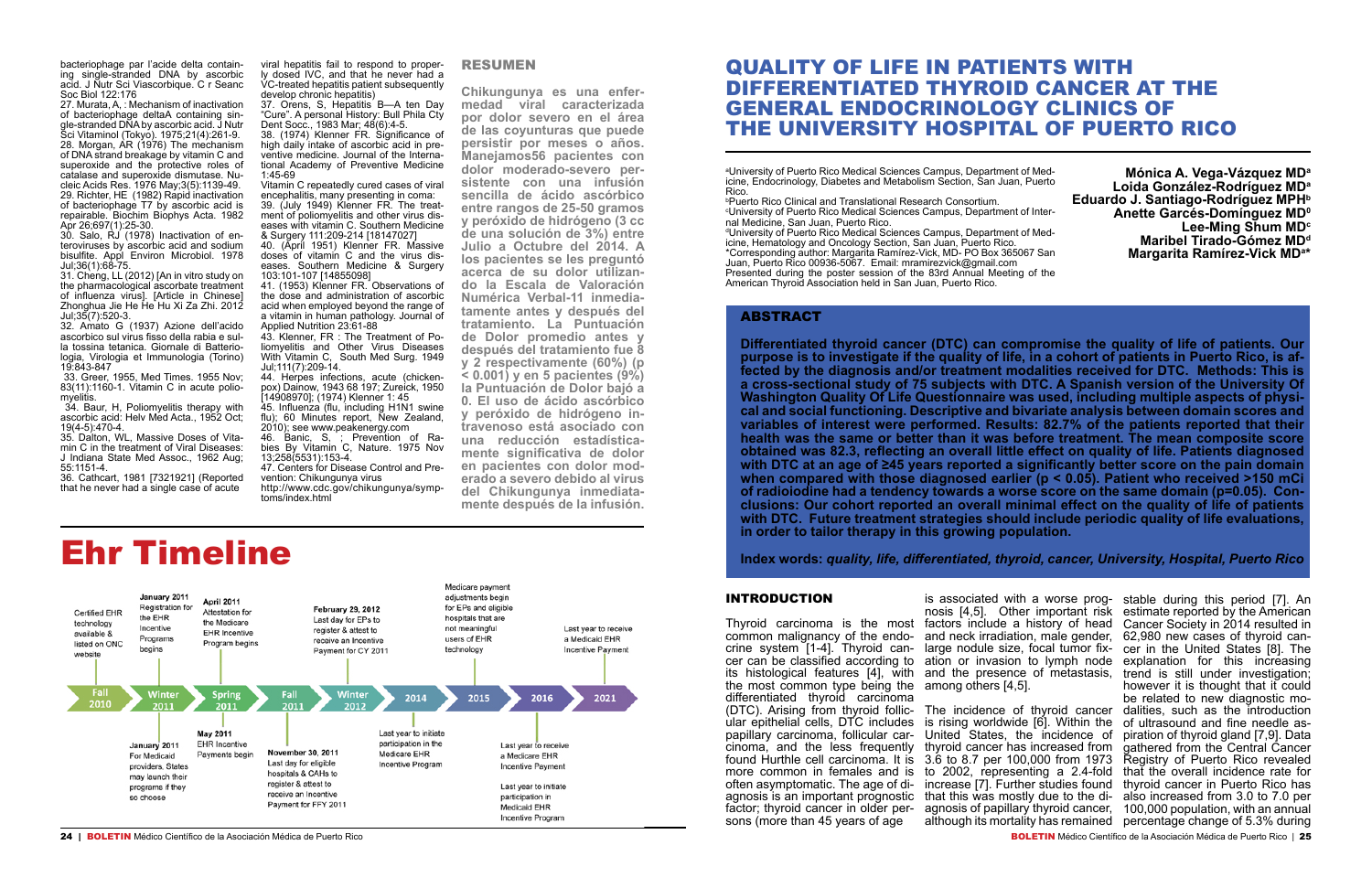bacteriophage par l'acide delta containing single-stranded DNA by ascorbic acid. J Nutr Sci Vitaminol. C r Seanc Soc Biol 122:176

27. Murata, A, : Mechanism of inactivation of bacteriophage deltaA containing single-stranded DNA by ascorbic acid. J Nutr Sci Vitaminol (Tokyo). 1975;21(4):261-9.

28. Morgan, AR (1976) The mechanism of DNA strand breakage by vitamin C and superoxide and the protective roles of catalase and superoxide dismutase. Nucleic Acids Res. 1976 May;3(5):1139-49.

29. Richter, HE (1982) Rapid inactivation of bacteriophage T7 by ascorbic acid is repairable. Biochim Biophys Acta. 1982 Apr 26;697(1):25-30.

30. Salo, RJ (1978) Inactivation of enteroviruses by ascorbic acid and sodium bisulfite. Appl Environ Microbiol. 1978 Jul;36(1):68-75.

31. Cheng, LL (2012) [An in vitro study on the pharmacological ascorbate treatment of influenza virus]. [Article in Chinese] Zhonghua Jie He He Hu Xi Za Zhi. 2012 Jul;35(7):520-3.

32. Amato G (1937) Azione dell'acido ascorbico sul virus fisso della rabia e sulla tossina tetanica. Giornale di Batteriologia, Virologia et Immunologia (Torino) 19:843-847

33. Greer, 1955, Med Times. 1955 Nov; 83(11):1160-1. Vitamin C in acute poliomyelitis.

34. Baur, H, Poliomyelitis therapy with ascorbic acid: Helv Med Acta., 1952 Oct; 19(4-5):470-4.

35. Dalton, WL, Massive Doses of Vitamin C in the treatment of Viral Diseases: J Indiana State Med Assoc., 1962 Aug; 55:1151-4.

36. Cathcart, 1981 [7321921] (Reported that he never had a single case of acute viral hepatitis fail to respond to properly dosed IVC, and that he never had a VC-treated hepatitis patient subsequently develop chronic hepatitis)

37. Orens, S, Hepatitis B—A ten Day "Cure". A personal History: Bull Phila Cty Dent Socc., 1983 Mar; 48(6):4-5.

38. (1974) Klenner FR. Significance of high daily intake of ascorbic acid in preventive medicine. Journal of the International Academy of Preventive Medicine 1:45-69

Vitamin C repeatedly cured cases of viral encephalitis, many presenting in coma:

39. (July 1949) Klenner FR. The treatment of poliomyelitis and other virus diseases with vitamin C. Southern Medicine & Surgery 111:209-214 [18147027]

40. (April 1951) Klenner FR. Massive doses of vitamin C and the virus diseases. Southern Medicine & Surgery 103:101-107 [14855098]

41. (1953) Klenner FR. Observations of the dose and administration of ascorbic acid when employed beyond the range of a vitamin in human pathology. Journal of Applied Nutrition 23:61-88

43. Klenner, FR : The Treatment of Poliomyelitis and Other Virus Diseases With Vitamin C. South Med Surg. 1949 Jul;111(7):209-14.

44. Herpes infections, acute (chickenpox) Dainow, 1943 68 197; Zureick, 1950 [14908970]; (1974) Klenner 1: 45

45. Influenza (flu, including H1N1 swine flu); 60 Minutes report, New Zealand, 2010); see www.peakenergy.com

46. Banic, S, ; Prevention of Rabies By Vitamin C, Nature. 1975 Nov 13;258(5531):153-4.

47. Centers for Disease Control and Prevention: Chikungunya virus http://www.cdc.gov/chikungunya/symptoms/index.html

## RESUMEN

**Chikungunya es una enfermedad viral caracterizada por dolor severo en el área de las coyunturas que puede persistir por meses o años. Manejamos56 pacientes con dolor moderado-severo persistente con una infusión sencilla de ácido ascórbico entre rangos de 25-50 gramos y peróxido de hidrógeno (3 cc de una solución de 3%) entre Julio a Octubre del 2014. A los pacientes se les preguntó acerca de su dolor utilizando la Escala de Valoración Numérica Verbal-11 inmediatamente antes y después del tratamiento. La Puntuación de Dolor promedio antes y después del tratamiento fue 8 y 2 respectivamente (60%) ($p < 0.001$) y en 5 pacientes (9%) la Puntuación de Dolor bajó a 0. El uso de ácido ascórbico y peróxido de hidrógeno intravenoso está asociado con una reducción estadísticamente significativa de dolor en pacientes con dolor moderado a severo debido al virus del Chikungunya inmediatamente después de la infusión.**

# Ehr Timeline

Fall 2010: Certified EHR technology available & listed on ONC website

Winter 2011: January 2011 Registration for the EHR Incentive Programs begins; January 2011 For Medicaid providers. States may launch their programs if they so choose

Spring 2011: April 2011 Attestation for the Medicare EHR Incentive Program begins; May 2011 EHR Incentive Payments begin

Fall 2011: November 30, 2011 Last day for eligible hospitals & CAHs to register & attest to receive an Incentive Payment for FFY 2011

Winter 2012: February 29, 2012 Last day for EPs to register & attest to receive an Incentive Payment for CY 2011

2014: Last year to initiate participation in the Medicare EHR Incentive Program

2015: Medicare payment adjustments begin for EPs and eligible hospitals that are not meaningful users of EHR technology

2016: Last year to receive a Medicare EHR Incentive Payment; Last year to initiate participation in Medicaid EHR Incentive Program

2021: Last year to receive a Medicaid EHR Incentive Payment

# QUALITY OF LIFE IN PATIENTS WITH DIFFERENTIATED THYROID CANCER AT THE GENERAL ENDOCRINOLOGY CLINICS OF THE UNIVERSITY HOSPITAL OF PUERTO RICO

**Mónica A. Vega-Vázquez MD[a]**
**Loida González-Rodríguez MD[a]**
**Eduardo J. Santiago-Rodríguez MPH[b]**
**Anette Garcés-Domínguez MD[0]**
**Lee-Ming Shum MD[c]**
**Maribel Tirado-Gómez MD[d]**
**Margarita Ramírez-Vick MD[a*]**

[a]University of Puerto Rico Medical Sciences Campus, Department of Medicine, Endocrinology, Diabetes and Metabolism Section, San Juan, Puerto Rico.
[b]Puerto Rico Clinical and Translational Research Consortium.
[c]University of Puerto Rico Medical Sciences Campus, Department of Internal Medicine, San Juan, Puerto Rico.
[d]University of Puerto Rico Medical Sciences Campus, Department of Medicine, Hematology and Oncology Section, San Juan, Puerto Rico.
*Corresponding author: Margarita Ramírez-Vick, MD- PO Box 365067 San Juan, Puerto Rico 00936-5067. Email: mramirezvick@gmail.com
Presented during the poster session of the 83rd Annual Meeting of the American Thyroid Association held in San Juan, Puerto Rico.

## ABSTRACT

**Differentiated thyroid cancer (DTC) can compromise the quality of life of patients. Our purpose is to investigate if the quality of life, in a cohort of patients in Puerto Rico, is affected by the diagnosis and/or treatment modalities received for DTC. Methods: This is a cross-sectional study of 75 subjects with DTC. A Spanish version of the University Of Washington Quality Of Life Questionnaire was used, including multiple aspects of physical and social functioning. Descriptive and bivariate analysis between domain scores and variables of interest were performed. Results: 82.7% of the patients reported that their health was the same or better than it was before treatment. The mean composite score obtained was 82.3, reflecting an overall little effect on quality of life. Patients diagnosed with DTC at an age of ≥45 years reported a significantly better score on the pain domain when compared with those diagnosed earlier ($p < 0.05$). Patient who received >150 mCi of radioiodine had a tendency towards a worse score on the same domain ($p=0.05$). Conclusions: Our cohort reported an overall minimal effect on the quality of life of patients with DTC. Future treatment strategies should include periodic quality of life evaluations, in order to tailor therapy in this growing population.**

**Index words:** ***quality, life, differentiated, thyroid, cancer, University, Hospital, Puerto Rico***

## INTRODUCTION

Thyroid carcinoma is the most common malignancy of the endocrine system [1-4]. Thyroid cancer can be classified according to its histological features [4], with the most common type being the differentiated thyroid carcinoma (DTC). Arising from thyroid follicular epithelial cells, DTC includes papillary carcinoma, follicular carcinoma, and the less frequently found Hurthle cell carcinoma. It is more common in females and is often asymptomatic. The age of diagnosis is an important prognostic factor; thyroid cancer in older persons (more than 45 years of age is associated with a worse prognosis [4,5]. Other important risk factors include a history of head and neck irradiation, male gender, large nodule size, focal tumor fixation or invasion to lymph node and the presence of metastasis, among others [4,5].

The incidence of thyroid cancer is rising worldwide [6]. Within the United States, the incidence of thyroid cancer has increased from 3.6 to 8.7 per 100,000 from 1973 to 2002, representing a 2.4-fold increase [7]. Further studies found that this was mostly due to the diagnosis of papillary thyroid cancer, although its mortality has remained stable during this period [7]. An estimate reported by the American Cancer Society in 2014 resulted in 62,980 new cases of thyroid cancer in the United States [8]. The explanation for this increasing trend is still under investigation; however it is thought that it could be related to new diagnostic modalities, such as the introduction of ultrasound and fine needle aspiration of thyroid gland [7,9]. Data gathered from the Central Cancer Registry of Puerto Rico revealed that the overall incidence rate for thyroid cancer in Puerto Rico has also increased from 3.0 to 7.0 per 100,000 population, with an annual percentage change of 5.3% during